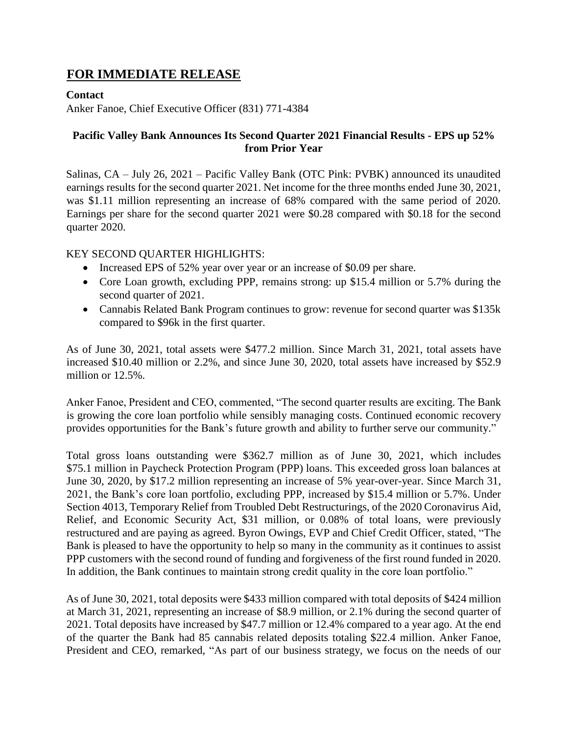# **FOR IMMEDIATE RELEASE**

**Contact**

Anker Fanoe, Chief Executive Officer (831) 771-4384

**Pacific Valley Bank Announces Its Second Quarter 2021 Financial Results - EPS up 52% from Prior Year**

Salinas, CA – July 26, 2021 – Pacific Valley Bank (OTC Pink: PVBK) announced its unaudited earnings results for the second quarter 2021. Net income for the three months ended June 30, 2021, was $1.11 million representing an increase of 68% compared with the same period of 2020. Earnings per share for the second quarter 2021 were $0.28 compared with $0.18 for the second quarter 2020.

KEY SECOND QUARTER HIGHLIGHTS:

- Increased EPS of 52% year over year or an increase of $0.09 per share.
- Core Loan growth, excluding PPP, remains strong: up $15.4 million or 5.7% during the second quarter of 2021.
- Cannabis Related Bank Program continues to grow: revenue for second quarter was $135k compared to $96k in the first quarter.

As of June 30, 2021, total assets were $477.2 million. Since March 31, 2021, total assets have increased $10.40 million or 2.2%, and since June 30, 2020, total assets have increased by $52.9 million or 12.5%.

Anker Fanoe, President and CEO, commented, "The second quarter results are exciting. The Bank is growing the core loan portfolio while sensibly managing costs. Continued economic recovery provides opportunities for the Bank's future growth and ability to further serve our community."

Total gross loans outstanding were $362.7 million as of June 30, 2021, which includes $75.1 million in Paycheck Protection Program (PPP) loans. This exceeded gross loan balances at June 30, 2020, by $17.2 million representing an increase of 5% year-over-year. Since March 31, 2021, the Bank's core loan portfolio, excluding PPP, increased by $15.4 million or 5.7%. Under Section 4013, Temporary Relief from Troubled Debt Restructurings, of the 2020 Coronavirus Aid, Relief, and Economic Security Act, $31 million, or 0.08% of total loans, were previously restructured and are paying as agreed. Byron Owings, EVP and Chief Credit Officer, stated, "The Bank is pleased to have the opportunity to help so many in the community as it continues to assist PPP customers with the second round of funding and forgiveness of the first round funded in 2020. In addition, the Bank continues to maintain strong credit quality in the core loan portfolio."

As of June 30, 2021, total deposits were $433 million compared with total deposits of $424 million at March 31, 2021, representing an increase of $8.9 million, or 2.1% during the second quarter of 2021. Total deposits have increased by $47.7 million or 12.4% compared to a year ago. At the end of the quarter the Bank had 85 cannabis related deposits totaling $22.4 million. Anker Fanoe, President and CEO, remarked, "As part of our business strategy, we focus on the needs of our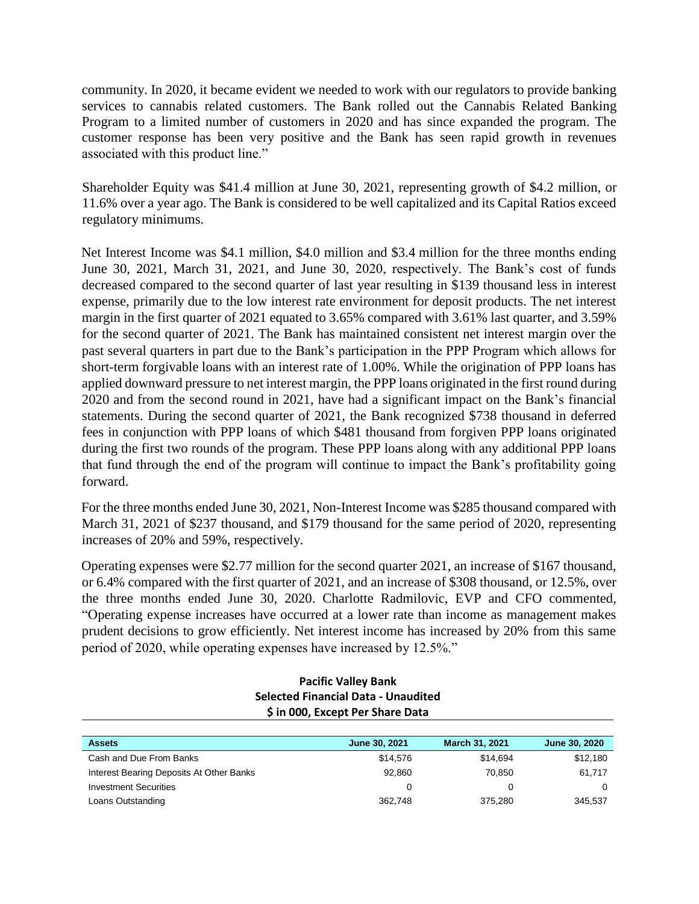community. In 2020, it became evident we needed to work with our regulators to provide banking services to cannabis related customers. The Bank rolled out the Cannabis Related Banking Program to a limited number of customers in 2020 and has since expanded the program. The customer response has been very positive and the Bank has seen rapid growth in revenues associated with this product line."

Shareholder Equity was $41.4 million at June 30, 2021, representing growth of $4.2 million, or 11.6% over a year ago. The Bank is considered to be well capitalized and its Capital Ratios exceed regulatory minimums.

Net Interest Income was $4.1 million, $4.0 million and $3.4 million for the three months ending June 30, 2021, March 31, 2021, and June 30, 2020, respectively. The Bank's cost of funds decreased compared to the second quarter of last year resulting in $139 thousand less in interest expense, primarily due to the low interest rate environment for deposit products. The net interest margin in the first quarter of 2021 equated to 3.65% compared with 3.61% last quarter, and 3.59% for the second quarter of 2021. The Bank has maintained consistent net interest margin over the past several quarters in part due to the Bank's participation in the PPP Program which allows for short-term forgivable loans with an interest rate of 1.00%. While the origination of PPP loans has applied downward pressure to net interest margin, the PPP loans originated in the first round during 2020 and from the second round in 2021, have had a significant impact on the Bank's financial statements. During the second quarter of 2021, the Bank recognized $738 thousand in deferred fees in conjunction with PPP loans of which $481 thousand from forgiven PPP loans originated during the first two rounds of the program. These PPP loans along with any additional PPP loans that fund through the end of the program will continue to impact the Bank's profitability going forward.

For the three months ended June 30, 2021, Non-Interest Income was $285 thousand compared with March 31, 2021 of $237 thousand, and $179 thousand for the same period of 2020, representing increases of 20% and 59%, respectively.

Operating expenses were $2.77 million for the second quarter 2021, an increase of $167 thousand, or 6.4% compared with the first quarter of 2021, and an increase of $308 thousand, or 12.5%, over the three months ended June 30, 2020. Charlotte Radmilovic, EVP and CFO commented, "Operating expense increases have occurred at a lower rate than income as management makes prudent decisions to grow efficiently. Net interest income has increased by 20% from this same period of 2020, while operating expenses have increased by 12.5%."

**Pacific Valley Bank**
**Selected Financial Data - Unaudited**
**$ in 000, Except Per Share Data**

| Assets | June 30, 2021 | March 31, 2021 | June 30, 2020 |
|---|---|---|---|
| Cash and Due From Banks | $14,576 | $14,694 | $12,180 |
| Interest Bearing Deposits At Other Banks | 92,860 | 70,850 | 61,717 |
| Investment Securities | 0 | 0 | 0 |
| Loans Outstanding | 362,748 | 375,280 | 345,537 |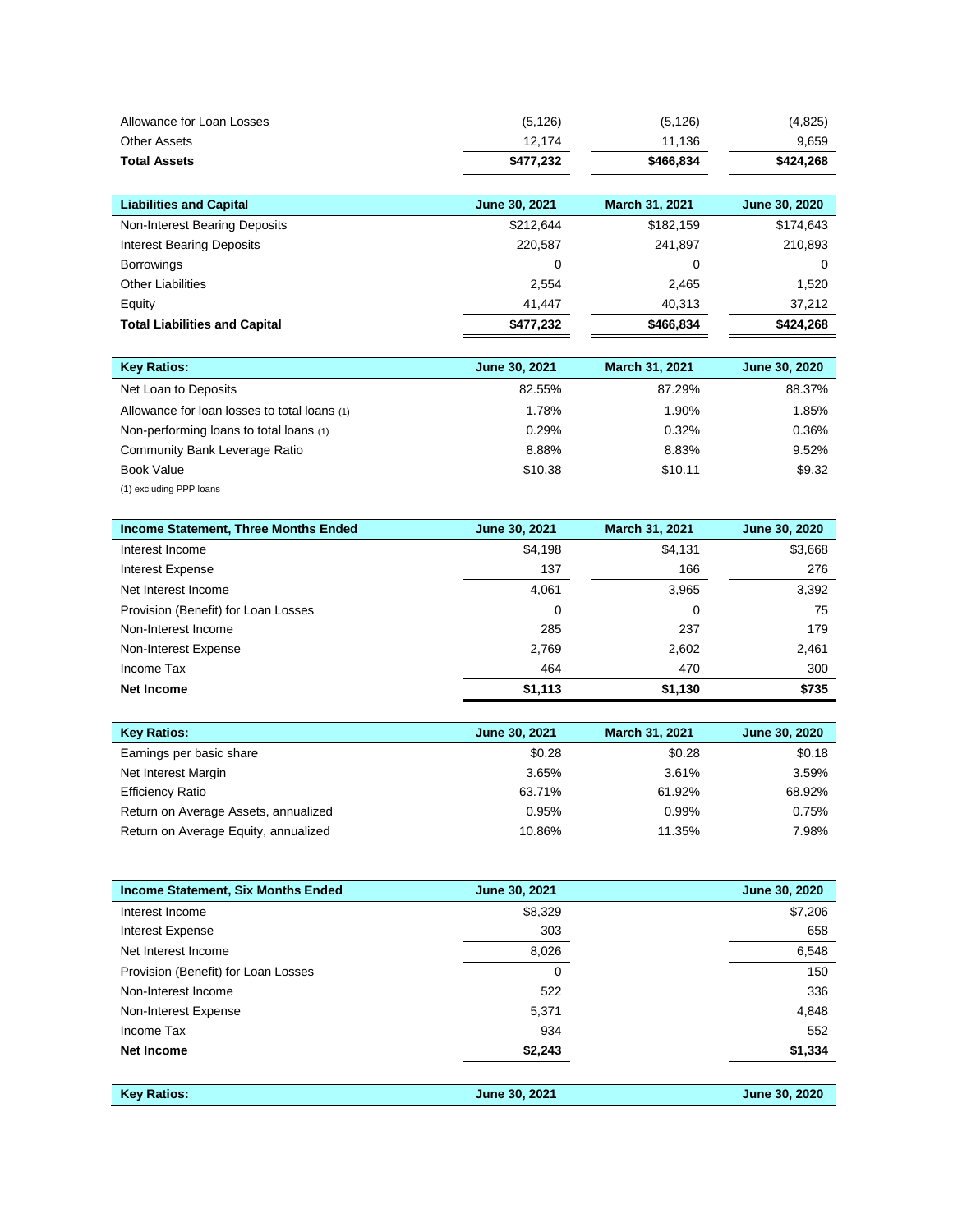| | | | |
|---|---|---|---|
| Allowance for Loan Losses | (5,126) | (5,126) | (4,825) |
| Other Assets | 12,174 | 11,136 | 9,659 |
| **Total Assets** | **$477,232** | **$466,834** | **$424,268** |

| **Liabilities and Capital** | **June 30, 2021** | **March 31, 2021** | **June 30, 2020** |
|---|---|---|---|
| Non-Interest Bearing Deposits | $212,644 | $182,159 | $174,643 |
| Interest Bearing Deposits | 220,587 | 241,897 | 210,893 |
| Borrowings | 0 | 0 | 0 |
| Other Liabilities | 2,554 | 2,465 | 1,520 |
| Equity | 41,447 | 40,313 | 37,212 |
| **Total Liabilities and Capital** | **$477,232** | **$466,834** | **$424,268** |

| **Key Ratios:** | **June 30, 2021** | **March 31, 2021** | **June 30, 2020** |
|---|---|---|---|
| Net Loan to Deposits | 82.55% | 87.29% | 88.37% |
| Allowance for loan losses to total loans (1) | 1.78% | 1.90% | 1.85% |
| Non-performing loans to total loans (1) | 0.29% | 0.32% | 0.36% |
| Community Bank Leverage Ratio | 8.88% | 8.83% | 9.52% |
| Book Value | $10.38 | $10.11 | $9.32 |

(1) excluding PPP loans

| **Income Statement, Three Months Ended** | **June 30, 2021** | **March 31, 2021** | **June 30, 2020** |
|---|---|---|---|
| Interest Income | $4,198 | $4,131 | $3,668 |
| Interest Expense | 137 | 166 | 276 |
| Net Interest Income | 4,061 | 3,965 | 3,392 |
| Provision (Benefit) for Loan Losses | 0 | 0 | 75 |
| Non-Interest Income | 285 | 237 | 179 |
| Non-Interest Expense | 2,769 | 2,602 | 2,461 |
| Income Tax | 464 | 470 | 300 |
| **Net Income** | **$1,113** | **$1,130** | **$735** |

| **Key Ratios:** | **June 30, 2021** | **March 31, 2021** | **June 30, 2020** |
|---|---|---|---|
| Earnings per basic share | $0.28 | $0.28 | $0.18 |
| Net Interest Margin | 3.65% | 3.61% | 3.59% |
| Efficiency Ratio | 63.71% | 61.92% | 68.92% |
| Return on Average Assets, annualized | 0.95% | 0.99% | 0.75% |
| Return on Average Equity, annualized | 10.86% | 11.35% | 7.98% |

| **Income Statement, Six Months Ended** | **June 30, 2021** | **June 30, 2020** |
|---|---|---|
| Interest Income | $8,329 | $7,206 |
| Interest Expense | 303 | 658 |
| Net Interest Income | 8,026 | 6,548 |
| Provision (Benefit) for Loan Losses | 0 | 150 |
| Non-Interest Income | 522 | 336 |
| Non-Interest Expense | 5,371 | 4,848 |
| Income Tax | 934 | 552 |
| **Net Income** | **$2,243** | **$1,334** |

| **Key Ratios:** | **June 30, 2021** | **June 30, 2020** |
|---|---|---|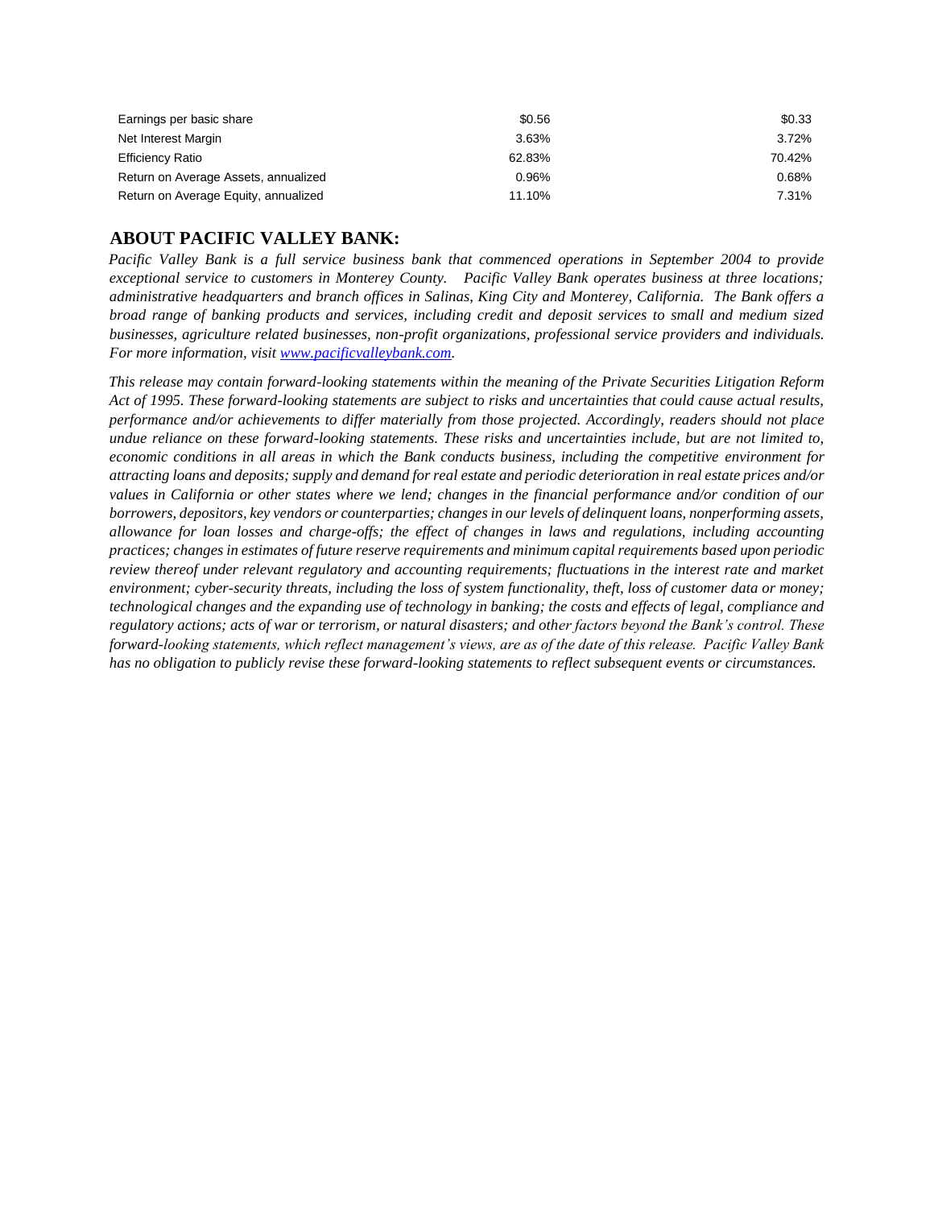| | | |
|---|---|---|
| Earnings per basic share | $0.56 | $0.33 |
| Net Interest Margin | 3.63% | 3.72% |
| Efficiency Ratio | 62.83% | 70.42% |
| Return on Average Assets, annualized | 0.96% | 0.68% |
| Return on Average Equity, annualized | 11.10% | 7.31% |

## ABOUT PACIFIC VALLEY BANK:

*Pacific Valley Bank is a full service business bank that commenced operations in September 2004 to provide exceptional service to customers in Monterey County. Pacific Valley Bank operates business at three locations; administrative headquarters and branch offices in Salinas, King City and Monterey, California. The Bank offers a broad range of banking products and services, including credit and deposit services to small and medium sized businesses, agriculture related businesses, non-profit organizations, professional service providers and individuals. For more information, visit [www.pacificvalleybank.com](http://www.pacificvalleybank.com).*

*This release may contain forward-looking statements within the meaning of the Private Securities Litigation Reform Act of 1995. These forward-looking statements are subject to risks and uncertainties that could cause actual results, performance and/or achievements to differ materially from those projected. Accordingly, readers should not place undue reliance on these forward-looking statements. These risks and uncertainties include, but are not limited to, economic conditions in all areas in which the Bank conducts business, including the competitive environment for attracting loans and deposits; supply and demand for real estate and periodic deterioration in real estate prices and/or values in California or other states where we lend; changes in the financial performance and/or condition of our borrowers, depositors, key vendors or counterparties; changes in our levels of delinquent loans, nonperforming assets, allowance for loan losses and charge-offs; the effect of changes in laws and regulations, including accounting practices; changes in estimates of future reserve requirements and minimum capital requirements based upon periodic review thereof under relevant regulatory and accounting requirements; fluctuations in the interest rate and market environment; cyber-security threats, including the loss of system functionality, theft, loss of customer data or money; technological changes and the expanding use of technology in banking; the costs and effects of legal, compliance and regulatory actions; acts of war or terrorism, or natural disasters; and other factors beyond the Bank's control. These forward-looking statements, which reflect management's views, are as of the date of this release. Pacific Valley Bank has no obligation to publicly revise these forward-looking statements to reflect subsequent events or circumstances.*